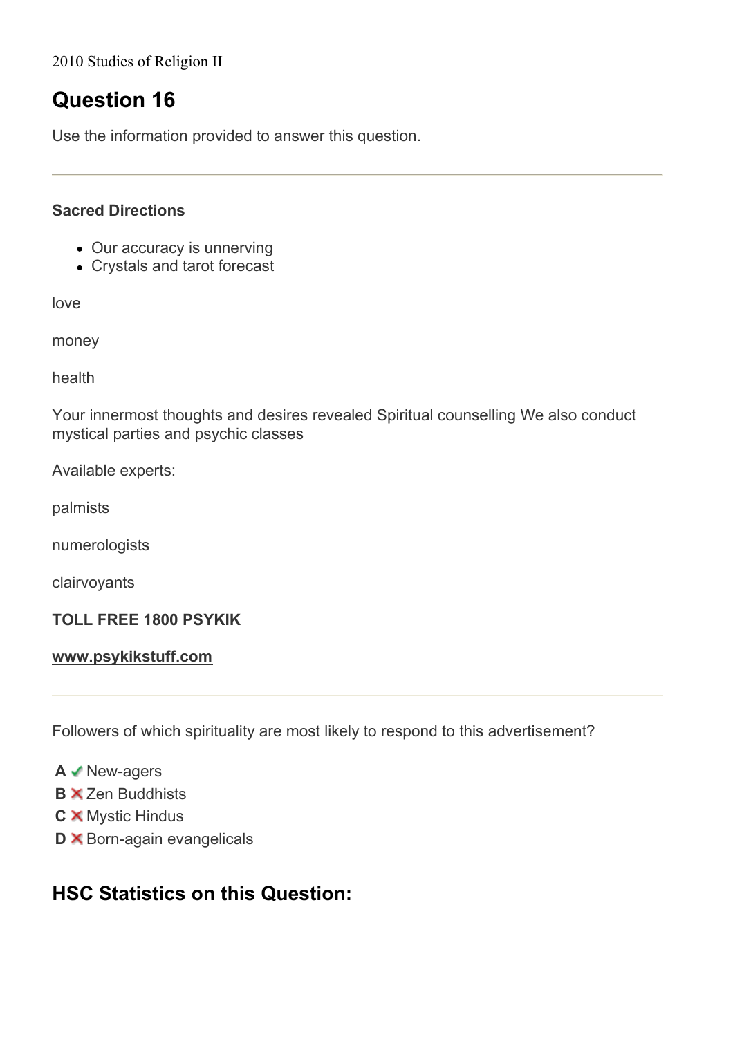2010 Studies of Religion II

# Question 16

Use the information provided to answer this question.

---

**Sacred Directions**

- Our accuracy is unnerving
- Crystals and tarot forecast

love

money

health

Your innermost thoughts and desires revealed Spiritual counselling We also conduct mystical parties and psychic classes

Available experts:

palmists

numerologists

clairvoyants

**TOLL FREE 1800 PSYKIK**

**www.psykikstuff.com**

---

Followers of which spirituality are most likely to respond to this advertisement?

**A** ✔ New-agers
**B** ✘ Zen Buddhists
**C** ✘ Mystic Hindus
**D** ✘ Born-again evangelicals

## HSC Statistics on this Question: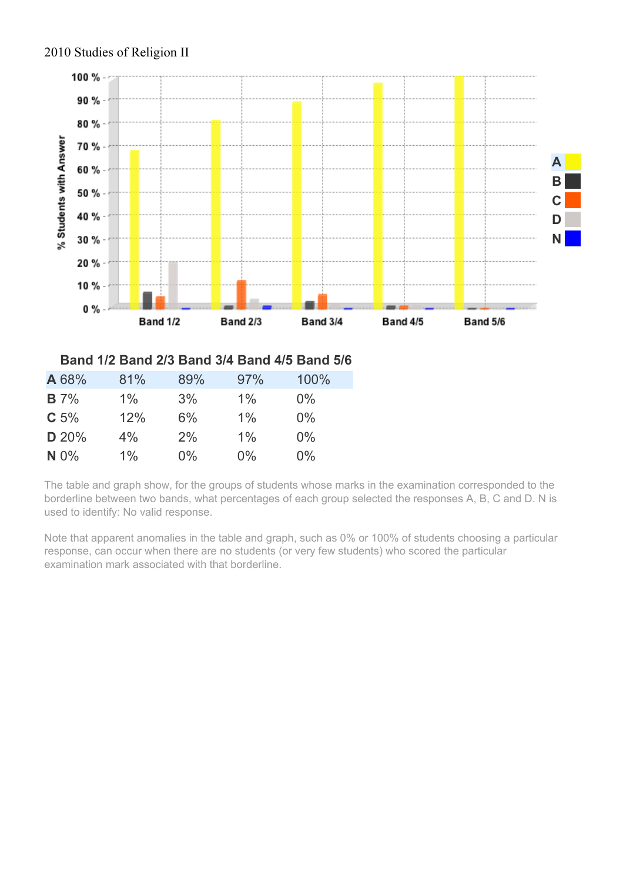2010 Studies of Religion II

100 %
90 %
80 %
70 %
60 %
50 %
40 %
30 %
20 %
10 %
0 %

% Students with Answer

Band 1/2
Band 2/3
Band 3/4
Band 4/5
Band 5/6

A
B
C
D
N

| | Band 1/2 | Band 2/3 | Band 3/4 | Band 4/5 | Band 5/6 |
|---|---|---|---|---|---|
| **A** | 68% | 81% | 89% | 97% | 100% |
| **B** | 7% | 1% | 3% | 1% | 0% |
| **C** | 5% | 12% | 6% | 1% | 0% |
| **D** | 20% | 4% | 2% | 1% | 0% |
| **N** | 0% | 1% | 0% | 0% | 0% |

The table and graph show, for the groups of students whose marks in the examination corresponded to the borderline between two bands, what percentages of each group selected the responses A, B, C and D. N is used to identify: No valid response.

Note that apparent anomalies in the table and graph, such as 0% or 100% of students choosing a particular response, can occur when there are no students (or very few students) who scored the particular examination mark associated with that borderline.